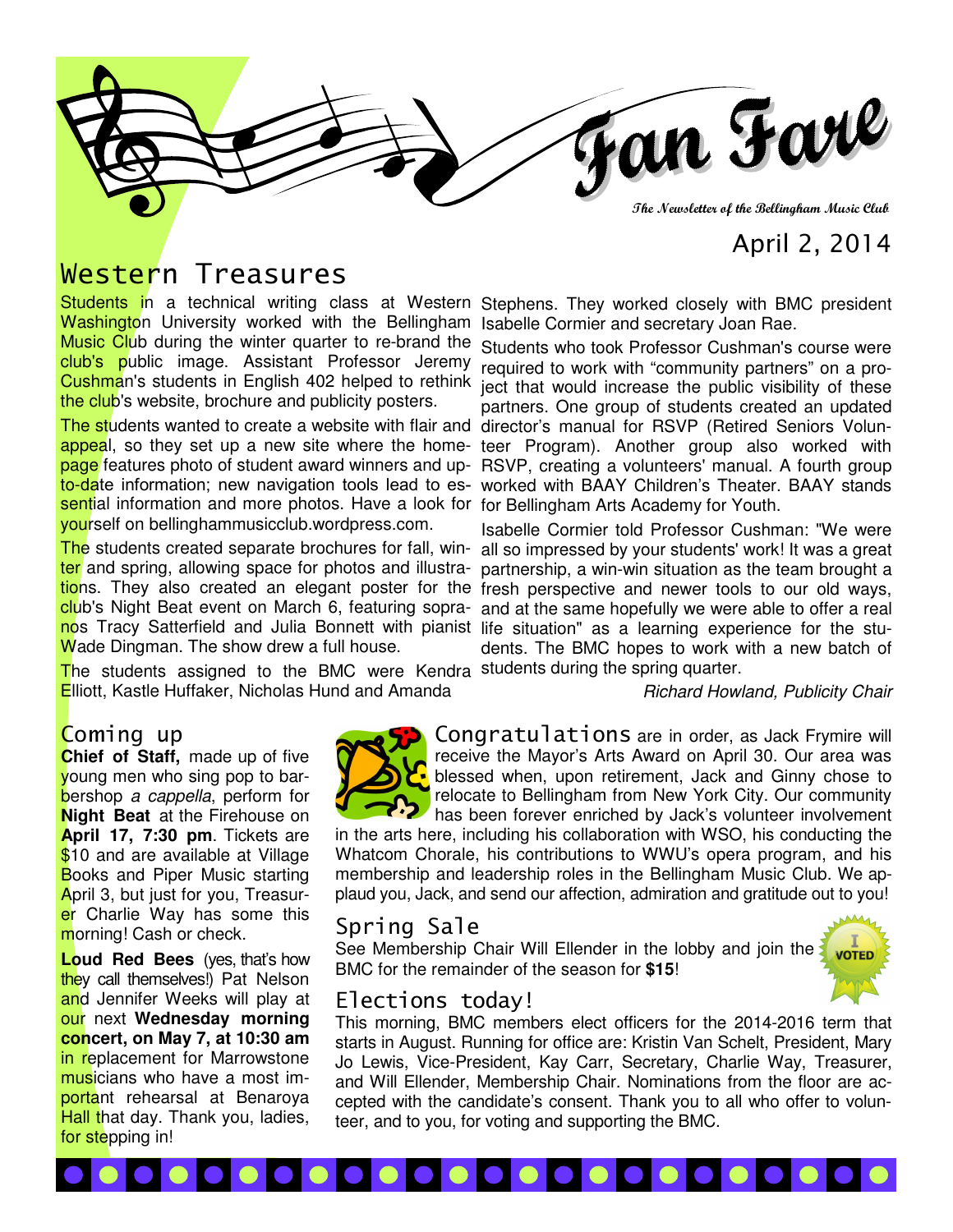# Fan Fare

**The Newsletter of the Bellingham Music Club**

April 2, 2014

## Western Treasures

Students in a technical writing class at Western Washington University worked with the Bellingham Music Club during the winter quarter to re-brand the club's public image. Assistant Professor Jeremy Cushman's students in English 402 helped to rethink the club's website, brochure and publicity posters.

The students wanted to create a website with flair and appeal, so they set up a new site where the homepage features photo of student award winners and up-to-date information; new navigation tools lead to essential information and more photos. Have a look for yourself on bellinghammusicclub.wordpress.com.

The students created separate brochures for fall, winter and spring, allowing space for photos and illustrations. They also created an elegant poster for the club's Night Beat event on March 6, featuring sopranos Tracy Satterfield and Julia Bonnett with pianist Wade Dingman. The show drew a full house.

The students assigned to the BMC were Kendra Elliott, Kastle Huffaker, Nicholas Hund and Amanda Stephens. They worked closely with BMC president Isabelle Cormier and secretary Joan Rae.

Students who took Professor Cushman's course were required to work with "community partners" on a project that would increase the public visibility of these partners. One group of students created an updated director's manual for RSVP (Retired Seniors Volunteer Program). Another group also worked with RSVP, creating a volunteers' manual. A fourth group worked with BAAY Children's Theater. BAAY stands for Bellingham Arts Academy for Youth.

Isabelle Cormier told Professor Cushman: "We were all so impressed by your students' work! It was a great partnership, a win-win situation as the team brought a fresh perspective and newer tools to our old ways, and at the same hopefully we were able to offer a real life situation" as a learning experience for the students. The BMC hopes to work with a new batch of students during the spring quarter.

*Richard Howland, Publicity Chair*

## Coming up

**Chief of Staff,** made up of five young men who sing pop to barbershop *a cappella*, perform for **Night Beat** at the Firehouse on **April 17, 7:30 pm**. Tickets are $10 and are available at Village Books and Piper Music starting April 3, but just for you, Treasurer Charlie Way has some this morning! Cash or check.

**Loud Red Bees** (yes, that's how they call themselves!) Pat Nelson and Jennifer Weeks will play at our next **Wednesday morning concert, on May 7, at 10:30 am** in replacement for Marrowstone musicians who have a most important rehearsal at Benaroya Hall that day. Thank you, ladies, for stepping in!

## Congratulations

Congratulations are in order, as Jack Frymire will receive the Mayor's Arts Award on April 30. Our area was blessed when, upon retirement, Jack and Ginny chose to relocate to Bellingham from New York City. Our community has been forever enriched by Jack's volunteer involvement in the arts here, including his collaboration with WSO, his conducting the Whatcom Chorale, his contributions to WWU's opera program, and his membership and leadership roles in the Bellingham Music Club. We applaud you, Jack, and send our affection, admiration and gratitude out to you!

## Spring Sale

See Membership Chair Will Ellender in the lobby and join the BMC for the remainder of the season for **$15**!

## Elections today!

This morning, BMC members elect officers for the 2014-2016 term that starts in August. Running for office are: Kristin Van Schelt, President, Mary Jo Lewis, Vice-President, Kay Carr, Secretary, Charlie Way, Treasurer, and Will Ellender, Membership Chair. Nominations from the floor are accepted with the candidate's consent. Thank you to all who offer to volunteer, and to you, for voting and supporting the BMC.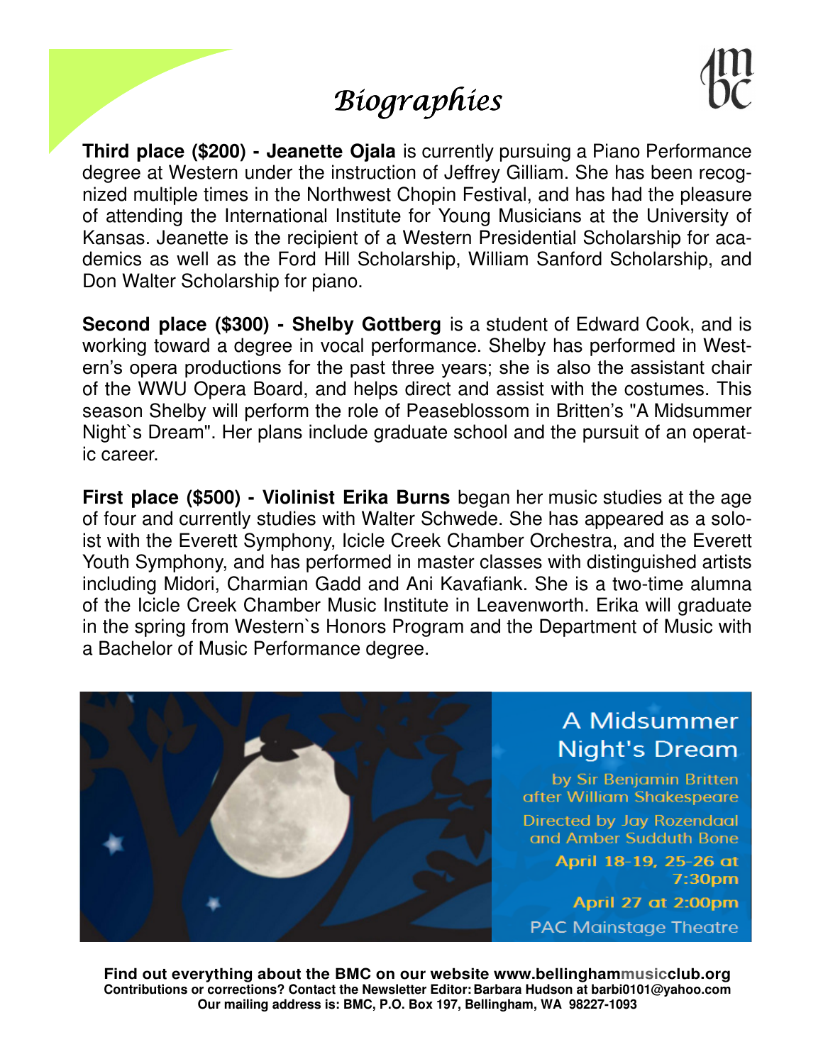# *Biographies*

**Third place ($200) - Jeanette Ojala** is currently pursuing a Piano Performance degree at Western under the instruction of Jeffrey Gilliam. She has been recognized multiple times in the Northwest Chopin Festival, and has had the pleasure of attending the International Institute for Young Musicians at the University of Kansas. Jeanette is the recipient of a Western Presidential Scholarship for academics as well as the Ford Hill Scholarship, William Sanford Scholarship, and Don Walter Scholarship for piano.

**Second place ($300) - Shelby Gottberg** is a student of Edward Cook, and is working toward a degree in vocal performance. Shelby has performed in Western's opera productions for the past three years; she is also the assistant chair of the WWU Opera Board, and helps direct and assist with the costumes. This season Shelby will perform the role of Peaseblossom in Britten's "A Midsummer Night`s Dream". Her plans include graduate school and the pursuit of an operatic career.

**First place ($500) - Violinist Erika Burns** began her music studies at the age of four and currently studies with Walter Schwede. She has appeared as a soloist with the Everett Symphony, Icicle Creek Chamber Orchestra, and the Everett Youth Symphony, and has performed in master classes with distinguished artists including Midori, Charmian Gadd and Ani Kavafiank. She is a two-time alumna of the Icicle Creek Chamber Music Institute in Leavenworth. Erika will graduate in the spring from Western`s Honors Program and the Department of Music with a Bachelor of Music Performance degree.

A Midsummer Night's Dream

by Sir Benjamin Britten after William Shakespeare

Directed by Jay Rozendaal and Amber Sudduth Bone

**April 18-19, 25-26 at 7:30pm**

**April 27 at 2:00pm**

PAC Mainstage Theatre

**Find out everything about the BMC on our website www.bellinghammusicclub.org**
**Contributions or corrections? Contact the Newsletter Editor: Barbara Hudson at barbi0101@yahoo.com**
**Our mailing address is: BMC, P.O. Box 197, Bellingham, WA 98227-1093**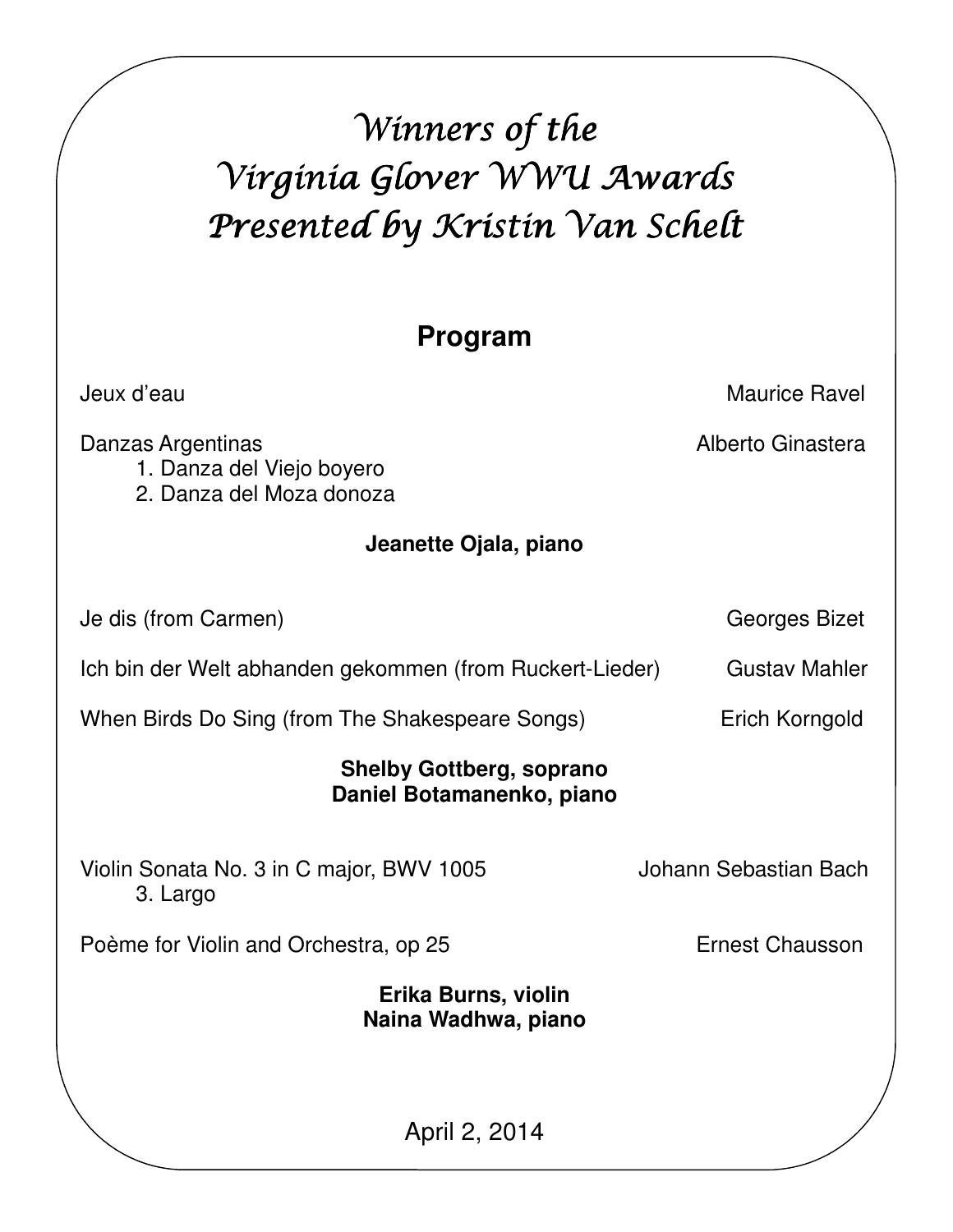# *Winners of the Virginia Glover WWU Awards Presented by Kristin Van Schelt*

## Program

Jeux d'eau — Maurice Ravel

Danzas Argentinas — Alberto Ginastera
1. Danza del Viejo boyero
2. Danza del Moza donoza

**Jeanette Ojala, piano**

Je dis (from Carmen) — Georges Bizet

Ich bin der Welt abhanden gekommen (from Ruckert-Lieder) — Gustav Mahler

When Birds Do Sing (from The Shakespeare Songs) — Erich Korngold

**Shelby Gottberg, soprano**
**Daniel Botamanenko, piano**

Violin Sonata No. 3 in C major, BWV 1005 — Johann Sebastian Bach
3. Largo

Poème for Violin and Orchestra, op 25 — Ernest Chausson

**Erika Burns, violin**
**Naina Wadhwa, piano**

April 2, 2014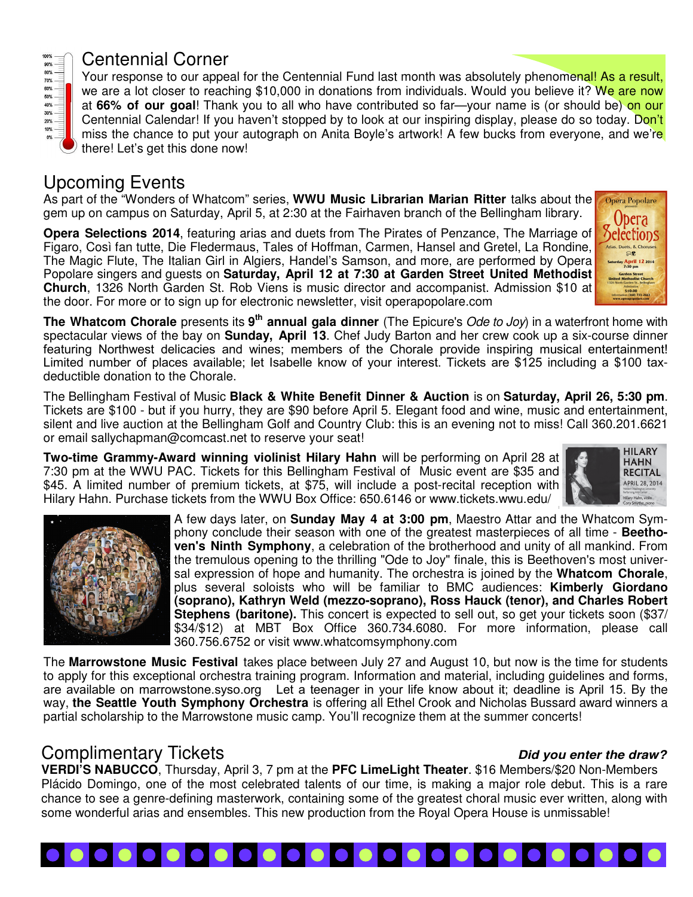## Centennial Corner

Your response to our appeal for the Centennial Fund last month was absolutely phenomenal! As a result, we are a lot closer to reaching $10,000 in donations from individuals. Would you believe it? We are now at **66% of our goal**! Thank you to all who have contributed so far—your name is (or should be) on our Centennial Calendar! If you haven't stopped by to look at our inspiring display, please do so today. Don't miss the chance to put your autograph on Anita Boyle's artwork! A few bucks from everyone, and we're there! Let's get this done now!

## Upcoming Events

As part of the "Wonders of Whatcom" series, **WWU Music Librarian Marian Ritter** talks about the gem up on campus on Saturday, April 5, at 2:30 at the Fairhaven branch of the Bellingham library.

**Opera Selections 2014**, featuring arias and duets from The Pirates of Penzance, The Marriage of Figaro, Così fan tutte, Die Fledermaus, Tales of Hoffman, Carmen, Hansel and Gretel, La Rondine, The Magic Flute, The Italian Girl in Algiers, Handel's Samson, and more, are performed by Opera Popolare singers and guests on **Saturday, April 12 at 7:30 at Garden Street United Methodist Church**, 1326 North Garden St. Rob Viens is music director and accompanist. Admission $10 at the door. For more or to sign up for electronic newsletter, visit operapopolare.com

**The Whatcom Chorale** presents its **9th annual gala dinner** (The Epicure's *Ode to Joy*) in a waterfront home with spectacular views of the bay on **Sunday, April 13**. Chef Judy Barton and her crew cook up a six-course dinner featuring Northwest delicacies and wines; members of the Chorale provide inspiring musical entertainment! Limited number of places available; let Isabelle know of your interest. Tickets are $125 including a $100 tax-deductible donation to the Chorale.

The Bellingham Festival of Music **Black & White Benefit Dinner & Auction** is on **Saturday, April 26, 5:30 pm**. Tickets are $100 - but if you hurry, they are $90 before April 5. Elegant food and wine, music and entertainment, silent and live auction at the Bellingham Golf and Country Club: this is an evening not to miss! Call 360.201.6621 or email sallychapman@comcast.net to reserve your seat!

**Two-time Grammy-Award winning violinist Hilary Hahn** will be performing on April 28 at 7:30 pm at the WWU PAC. Tickets for this Bellingham Festival of Music event are $35 and $45. A limited number of premium tickets, at $75, will include a post-recital reception with Hilary Hahn. Purchase tickets from the WWU Box Office: 650.6146 or www.tickets.wwu.edu/

A few days later, on **Sunday May 4 at 3:00 pm**, Maestro Attar and the Whatcom Symphony conclude their season with one of the greatest masterpieces of all time - **Beethoven's Ninth Symphony**, a celebration of the brotherhood and unity of all mankind. From the tremulous opening to the thrilling "Ode to Joy" finale, this is Beethoven's most universal expression of hope and humanity. The orchestra is joined by the **Whatcom Chorale**, plus several soloists who will be familiar to BMC audiences: **Kimberly Giordano (soprano), Kathryn Weld (mezzo-soprano), Ross Hauck (tenor), and Charles Robert Stephens (baritone).** This concert is expected to sell out, so get your tickets soon ($37/ $34/$12) at MBT Box Office 360.734.6080. For more information, please call 360.756.6752 or visit www.whatcomsymphony.com

The **Marrowstone Music Festival** takes place between July 27 and August 10, but now is the time for students to apply for this exceptional orchestra training program. Information and material, including guidelines and forms, are available on marrowstone.syso.org Let a teenager in your life know about it; deadline is April 15. By the way, **the Seattle Youth Symphony Orchestra** is offering all Ethel Crook and Nicholas Bussard award winners a partial scholarship to the Marrowstone music camp. You'll recognize them at the summer concerts!

## Complimentary Tickets

***Did you enter the draw?***

**VERDI'S NABUCCO**, Thursday, April 3, 7 pm at the **PFC LimeLight Theater**. $16 Members/$20 Non-Members

Plácido Domingo, one of the most celebrated talents of our time, is making a major role debut. This is a rare chance to see a genre-defining masterwork, containing some of the greatest choral music ever written, along with some wonderful arias and ensembles. This new production from the Royal Opera House is unmissable!